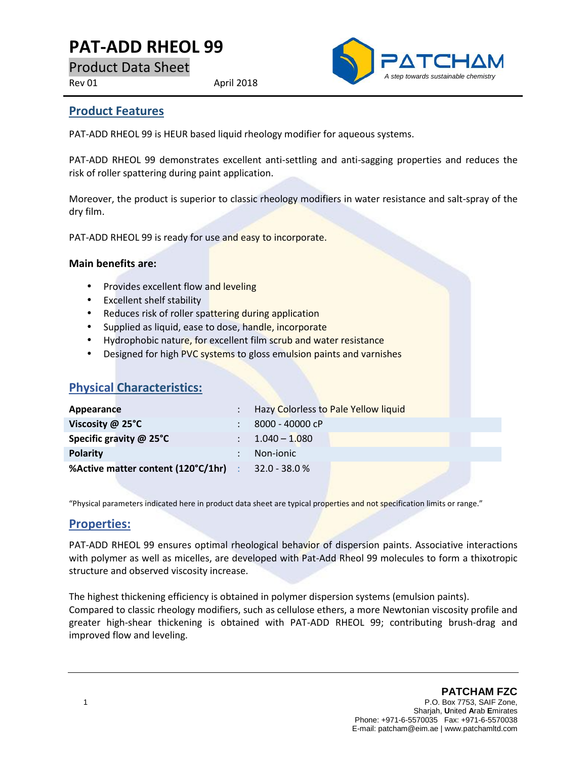# PAT-ADD RHEOL 99

Product Data Sheet

Rev 01 April 2018

PATCHAM
*A step towards sustainable chemistry*

## Product Features

PAT-ADD RHEOL 99 is HEUR based liquid rheology modifier for aqueous systems.

PAT-ADD RHEOL 99 demonstrates excellent anti-settling and anti-sagging properties and reduces the risk of roller spattering during paint application.

Moreover, the product is superior to classic rheology modifiers in water resistance and salt-spray of the dry film.

PAT-ADD RHEOL 99 is ready for use and easy to incorporate.

**Main benefits are:**

- Provides excellent flow and leveling
- Excellent shelf stability
- Reduces risk of roller spattering during application
- Supplied as liquid, ease to dose, handle, incorporate
- Hydrophobic nature, for excellent film scrub and water resistance
- Designed for high PVC systems to gloss emulsion paints and varnishes

## Physical Characteristics:

| | | |
|---|---|---|
| **Appearance** | : | Hazy Colorless to Pale Yellow liquid |
| **Viscosity @ 25°C** | : | 8000 - 40000 cP |
| **Specific gravity @ 25°C** | : | 1.040 – 1.080 |
| **Polarity** | : | Non-ionic |
| **%Active matter content (120°C/1hr)** | : | 32.0 - 38.0 % |

"Physical parameters indicated here in product data sheet are typical properties and not specification limits or range."

## Properties:

PAT-ADD RHEOL 99 ensures optimal rheological behavior of dispersion paints. Associative interactions with polymer as well as micelles, are developed with Pat-Add Rheol 99 molecules to form a thixotropic structure and observed viscosity increase.

The highest thickening efficiency is obtained in polymer dispersion systems (emulsion paints).
Compared to classic rheology modifiers, such as cellulose ethers, a more Newtonian viscosity profile and greater high-shear thickening is obtained with PAT-ADD RHEOL 99; contributing brush-drag and improved flow and leveling.

**PATCHAM FZC**
P.O. Box 7753, SAIF Zone,
Sharjah, United Arab Emirates
Phone: +971-6-5570035 Fax: +971-6-5570038
E-mail: patcham@eim.ae | www.patchamltd.com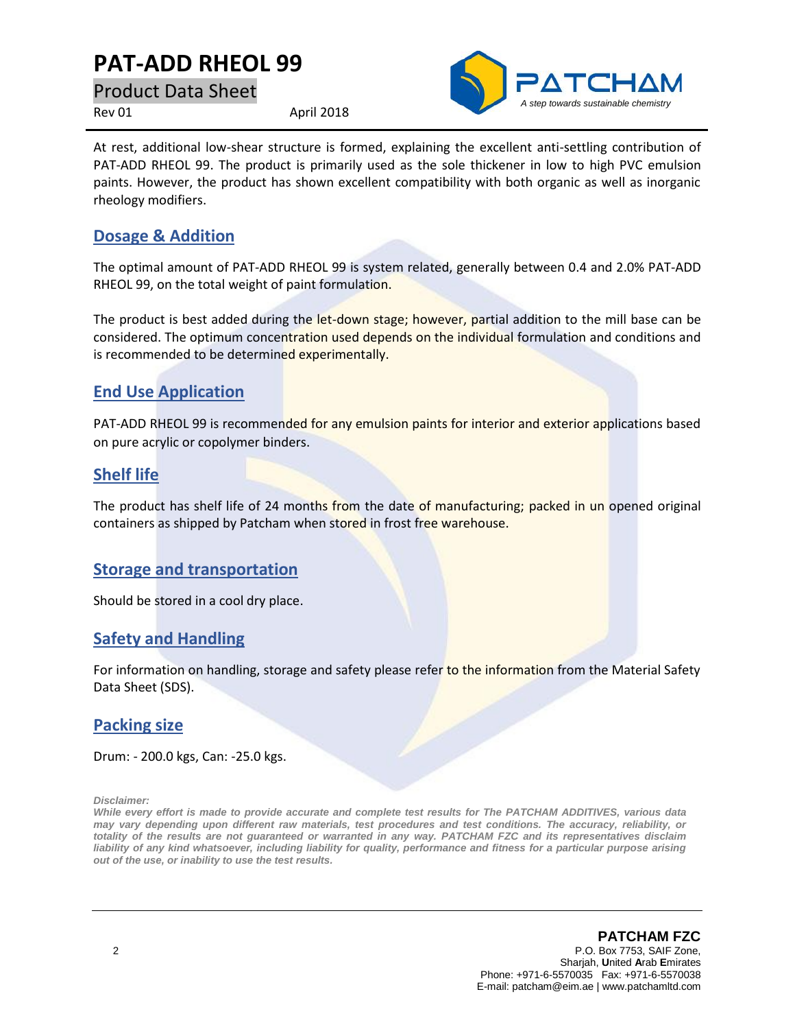At rest, additional low-shear structure is formed, explaining the excellent anti-settling contribution of PAT-ADD RHEOL 99. The product is primarily used as the sole thickener in low to high PVC emulsion paints. However, the product has shown excellent compatibility with both organic as well as inorganic rheology modifiers.

## Dosage & Addition

The optimal amount of PAT-ADD RHEOL 99 is system related, generally between 0.4 and 2.0% PAT-ADD RHEOL 99, on the total weight of paint formulation.

The product is best added during the let-down stage; however, partial addition to the mill base can be considered. The optimum concentration used depends on the individual formulation and conditions and is recommended to be determined experimentally.

## End Use Application

PAT-ADD RHEOL 99 is recommended for any emulsion paints for interior and exterior applications based on pure acrylic or copolymer binders.

## Shelf life

The product has shelf life of 24 months from the date of manufacturing; packed in un opened original containers as shipped by Patcham when stored in frost free warehouse.

## Storage and transportation

Should be stored in a cool dry place.

## Safety and Handling

For information on handling, storage and safety please refer to the information from the Material Safety Data Sheet (SDS).

## Packing size

Drum: - 200.0 kgs, Can: -25.0 kgs.

***Disclaimer:***
***While every effort is made to provide accurate and complete test results for The PATCHAM ADDITIVES, various data may vary depending upon different raw materials, test procedures and test conditions. The accuracy, reliability, or totality of the results are not guaranteed or warranted in any way. PATCHAM FZC and its representatives disclaim liability of any kind whatsoever, including liability for quality, performance and fitness for a particular purpose arising out of the use, or inability to use the test results.***

**PATCHAM FZC**
P.O. Box 7753, SAIF Zone,
Sharjah, **U**nited **A**rab **E**mirates
Phone: +971-6-5570035 Fax: +971-6-5570038
E-mail: patcham@eim.ae | www.patchamltd.com